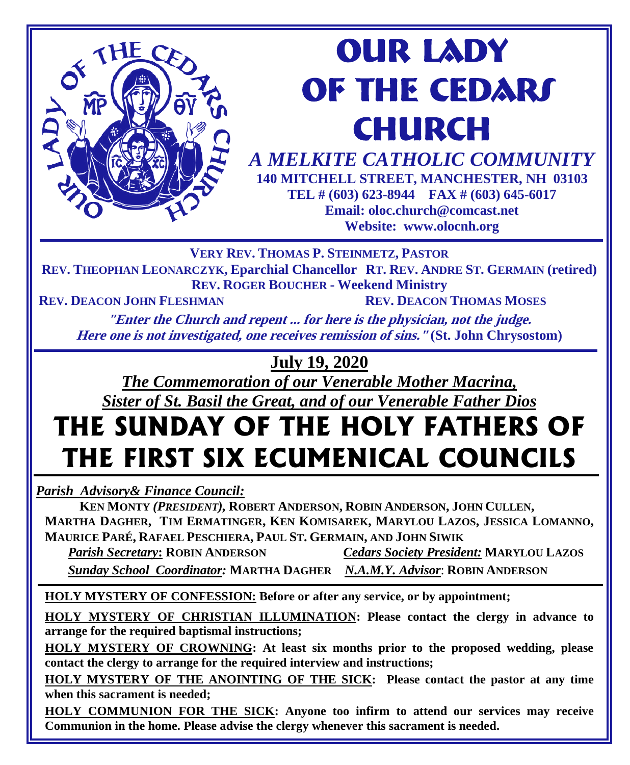# OUR LADY OF THE CEDARS CHURCH

***A MELKITE CATHOLIC COMMUNITY***

**140 MITCHELL STREET, MANCHESTER, NH 03103**
**TEL # (603) 623-8944 FAX # (603) 645-6017**
**Email: oloc.church@comcast.net**
**Website: www.olocnh.org**

**VERY REV. THOMAS P. STEINMETZ, PASTOR**
**REV. THEOPHAN LEONARCZYK, Eparchial Chancellor RT. REV. ANDRE ST. GERMAIN (retired)**
**REV. ROGER BOUCHER - Weekend Ministry**
**REV. DEACON JOHN FLESHMAN REV. DEACON THOMAS MOSES**

***"Enter the Church and repent ... for here is the physician, not the judge. Here one is not investigated, one receives remission of sins."*** **(St. John Chrysostom)**

## July 19, 2020

***The Commemoration of our Venerable Mother Macrina, Sister of St. Basil the Great, and of our Venerable Father Dios***

# THE SUNDAY OF THE HOLY FATHERS OF THE FIRST SIX ECUMENICAL COUNCILS

***Parish Advisory& Finance Council:***
**KEN MONTY *(PRESIDENT)*, ROBERT ANDERSON, ROBIN ANDERSON, JOHN CULLEN, MARTHA DAGHER, TIM ERMATINGER, KEN KOMISAREK, MARYLOU LAZOS, JESSICA LOMANNO, MAURICE PARÉ, RAFAEL PESCHIERA, PAUL ST. GERMAIN, AND JOHN SIWIK**

***Parish Secretary*: ROBIN ANDERSON**
***Cedars Society President:* MARYLOU LAZOS**
***Sunday School Coordinator:* MARTHA DAGHER**
***N.A.M.Y. Advisor*: ROBIN ANDERSON**

**HOLY MYSTERY OF CONFESSION: Before or after any service, or by appointment;**

**HOLY MYSTERY OF CHRISTIAN ILLUMINATION: Please contact the clergy in advance to arrange for the required baptismal instructions;**

**HOLY MYSTERY OF CROWNING: At least six months prior to the proposed wedding, please contact the clergy to arrange for the required interview and instructions;**

**HOLY MYSTERY OF THE ANOINTING OF THE SICK: Please contact the pastor at any time when this sacrament is needed;**

**HOLY COMMUNION FOR THE SICK: Anyone too infirm to attend our services may receive Communion in the home. Please advise the clergy whenever this sacrament is needed.**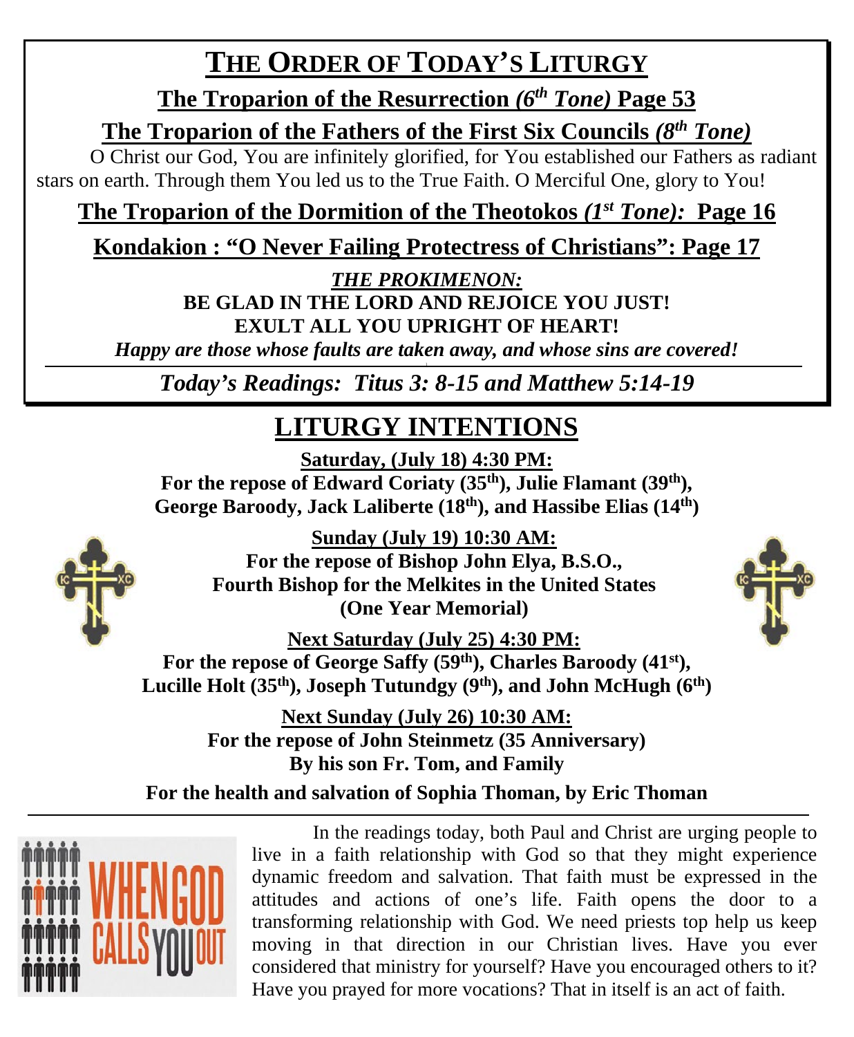# THE ORDER OF TODAY'S LITURGY

**The Troparion of the Resurrection *(6th Tone)* Page 53**

**The Troparion of the Fathers of the First Six Councils *(8th Tone)***

O Christ our God, You are infinitely glorified, for You established our Fathers as radiant stars on earth. Through them You led us to the True Faith. O Merciful One, glory to You!

**The Troparion of the Dormition of the Theotokos *(1st Tone):* Page 16**

**Kondakion : "O Never Failing Protectress of Christians": Page 17**

***THE PROKIMENON:***

**BE GLAD IN THE LORD AND REJOICE YOU JUST!**
**EXULT ALL YOU UPRIGHT OF HEART!**

***Happy are those whose faults are taken away, and whose sins are covered!***

***Today's Readings: Titus 3: 8-15 and Matthew 5:14-19***

# LITURGY INTENTIONS

**Saturday, (July 18) 4:30 PM:**
**For the repose of Edward Coriaty (35th), Julie Flamant (39th), George Baroody, Jack Laliberte (18th), and Hassibe Elias (14th)**

**Sunday (July 19) 10:30 AM:**
**For the repose of Bishop John Elya, B.S.O., Fourth Bishop for the Melkites in the United States (One Year Memorial)**

**Next Saturday (July 25) 4:30 PM:**
**For the repose of George Saffy (59th), Charles Baroody (41st), Lucille Holt (35th), Joseph Tutundgy (9th), and John McHugh (6th)**

**Next Sunday (July 26) 10:30 AM:**
**For the repose of John Steinmetz (35 Anniversary) By his son Fr. Tom, and Family**

**For the health and salvation of Sophia Thoman, by Eric Thoman**

---

WHEN GOD CALLS YOU OUT

In the readings today, both Paul and Christ are urging people to live in a faith relationship with God so that they might experience dynamic freedom and salvation. That faith must be expressed in the attitudes and actions of one's life. Faith opens the door to a transforming relationship with God. We need priests top help us keep moving in that direction in our Christian lives. Have you ever considered that ministry for yourself? Have you encouraged others to it? Have you prayed for more vocations? That in itself is an act of faith.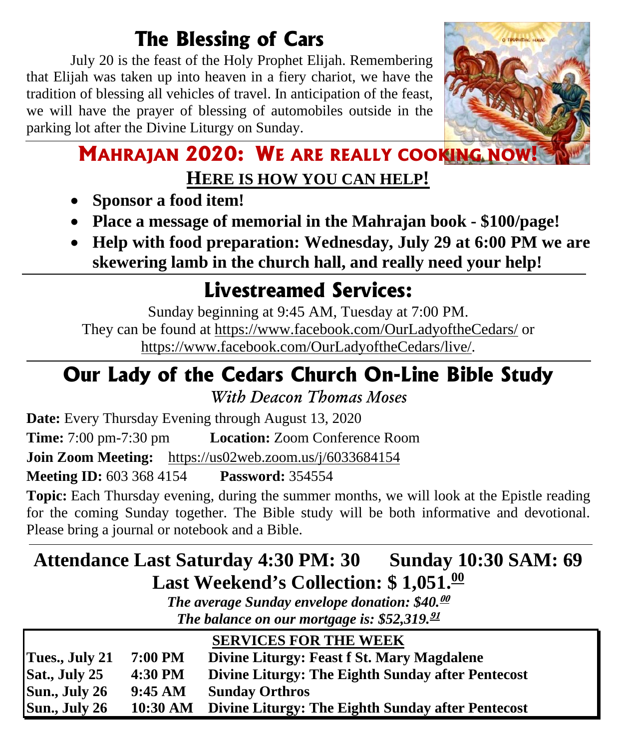# The Blessing of Cars

July 20 is the feast of the Holy Prophet Elijah. Remembering that Elijah was taken up into heaven in a fiery chariot, we have the tradition of blessing all vehicles of travel. In anticipation of the feast, we will have the prayer of blessing of automobiles outside in the parking lot after the Divine Liturgy on Sunday.

# MAHRAJAN 2020: WE ARE REALLY COOKING NOW!

## HERE IS HOW YOU CAN HELP!

- **Sponsor a food item!**
- **Place a message of memorial in the Mahrajan book - $100/page!**
- **Help with food preparation: Wednesday, July 29 at 6:00 PM we are skewering lamb in the church hall, and really need your help!**

# Livestreamed Services:

Sunday beginning at 9:45 AM, Tuesday at 7:00 PM.
They can be found at https://www.facebook.com/OurLadyoftheCedars/ or https://www.facebook.com/OurLadyoftheCedars/live/.

# Our Lady of the Cedars Church On-Line Bible Study

*With Deacon Thomas Moses*

**Date:** Every Thursday Evening through August 13, 2020

**Time:** 7:00 pm-7:30 pm **Location:** Zoom Conference Room

**Join Zoom Meeting:** https://us02web.zoom.us/j/6033684154

**Meeting ID:** 603 368 4154 **Password:** 354554

**Topic:** Each Thursday evening, during the summer months, we will look at the Epistle reading for the coming Sunday together. The Bible study will be both informative and devotional. Please bring a journal or notebook and a Bible.

## Attendance Last Saturday 4:30 PM: 30 Sunday 10:30 SAM: 69

## Last Weekend's Collection: $ 1,051.00

***The average Sunday envelope donation: $40.00***

***The balance on our mortgage is: $52,319.91***

**SERVICES FOR THE WEEK**

| | | |
|---|---|---|
| **Tues., July 21** | **7:00 PM** | **Divine Liturgy: Feast f St. Mary Magdalene** |
| **Sat., July 25** | **4:30 PM** | **Divine Liturgy: The Eighth Sunday after Pentecost** |
| **Sun., July 26** | **9:45 AM** | **Sunday Orthros** |
| **Sun., July 26** | **10:30 AM** | **Divine Liturgy: The Eighth Sunday after Pentecost** |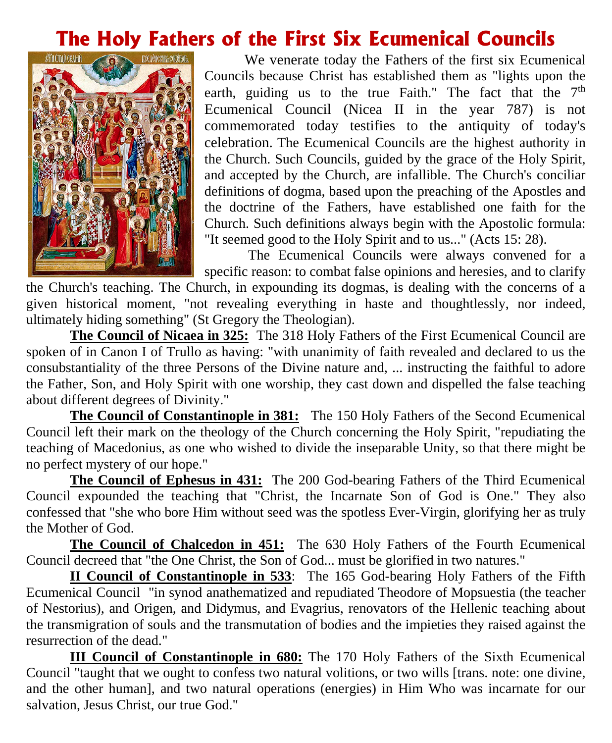# The Holy Fathers of the First Six Ecumenical Councils

We venerate today the Fathers of the first six Ecumenical Councils because Christ has established them as "lights upon the earth, guiding us to the true Faith." The fact that the 7th Ecumenical Council (Nicea II in the year 787) is not commemorated today testifies to the antiquity of today's celebration. The Ecumenical Councils are the highest authority in the Church. Such Councils, guided by the grace of the Holy Spirit, and accepted by the Church, are infallible. The Church's conciliar definitions of dogma, based upon the preaching of the Apostles and the doctrine of the Fathers, have established one faith for the Church. Such definitions always begin with the Apostolic formula: "It seemed good to the Holy Spirit and to us..." (Acts 15: 28).

The Ecumenical Councils were always convened for a specific reason: to combat false opinions and heresies, and to clarify the Church's teaching. The Church, in expounding its dogmas, is dealing with the concerns of a given historical moment, "not revealing everything in haste and thoughtlessly, nor indeed, ultimately hiding something" (St Gregory the Theologian).

**The Council of Nicaea in 325:** The 318 Holy Fathers of the First Ecumenical Council are spoken of in Canon I of Trullo as having: "with unanimity of faith revealed and declared to us the consubstantiality of the three Persons of the Divine nature and, ... instructing the faithful to adore the Father, Son, and Holy Spirit with one worship, they cast down and dispelled the false teaching about different degrees of Divinity."

**The Council of Constantinople in 381:** The 150 Holy Fathers of the Second Ecumenical Council left their mark on the theology of the Church concerning the Holy Spirit, "repudiating the teaching of Macedonius, as one who wished to divide the inseparable Unity, so that there might be no perfect mystery of our hope."

**The Council of Ephesus in 431:** The 200 God-bearing Fathers of the Third Ecumenical Council expounded the teaching that "Christ, the Incarnate Son of God is One." They also confessed that "she who bore Him without seed was the spotless Ever-Virgin, glorifying her as truly the Mother of God.

**The Council of Chalcedon in 451:** The 630 Holy Fathers of the Fourth Ecumenical Council decreed that "the One Christ, the Son of God... must be glorified in two natures."

**II Council of Constantinople in 533**: The 165 God-bearing Holy Fathers of the Fifth Ecumenical Council "in synod anathematized and repudiated Theodore of Mopsuestia (the teacher of Nestorius), and Origen, and Didymus, and Evagrius, renovators of the Hellenic teaching about the transmigration of souls and the transmutation of bodies and the impieties they raised against the resurrection of the dead."

**III Council of Constantinople in 680:** The 170 Holy Fathers of the Sixth Ecumenical Council "taught that we ought to confess two natural volitions, or two wills [trans. note: one divine, and the other human], and two natural operations (energies) in Him Who was incarnate for our salvation, Jesus Christ, our true God."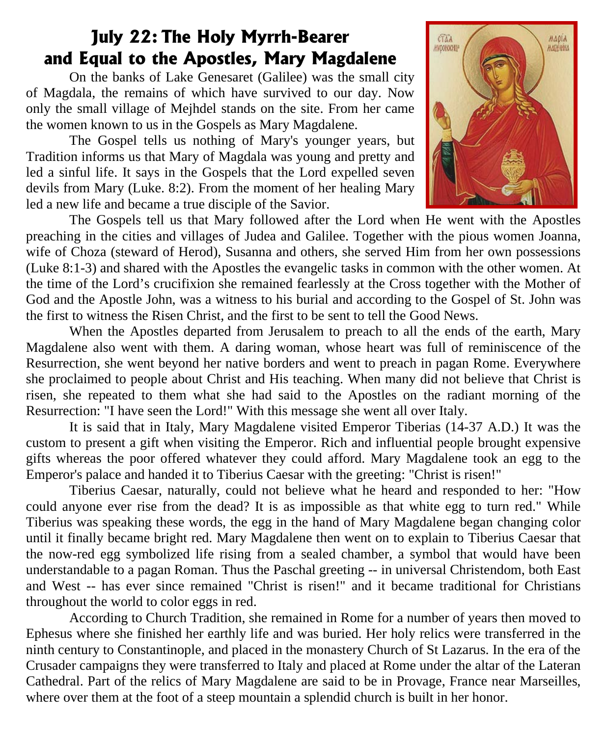# July 22: The Holy Myrrh-Bearer and Equal to the Apostles, Mary Magdalene

On the banks of Lake Genesaret (Galilee) was the small city of Magdala, the remains of which have survived to our day. Now only the small village of Mejhdel stands on the site. From her came the women known to us in the Gospels as Mary Magdalene.

The Gospel tells us nothing of Mary's younger years, but Tradition informs us that Mary of Magdala was young and pretty and led a sinful life. It says in the Gospels that the Lord expelled seven devils from Mary (Luke. 8:2). From the moment of her healing Mary led a new life and became a true disciple of the Savior.

The Gospels tell us that Mary followed after the Lord when He went with the Apostles preaching in the cities and villages of Judea and Galilee. Together with the pious women Joanna, wife of Choza (steward of Herod), Susanna and others, she served Him from her own possessions (Luke 8:1-3) and shared with the Apostles the evangelic tasks in common with the other women. At the time of the Lord's crucifixion she remained fearlessly at the Cross together with the Mother of God and the Apostle John, was a witness to his burial and according to the Gospel of St. John was the first to witness the Risen Christ, and the first to be sent to tell the Good News.

When the Apostles departed from Jerusalem to preach to all the ends of the earth, Mary Magdalene also went with them. A daring woman, whose heart was full of reminiscence of the Resurrection, she went beyond her native borders and went to preach in pagan Rome. Everywhere she proclaimed to people about Christ and His teaching. When many did not believe that Christ is risen, she repeated to them what she had said to the Apostles on the radiant morning of the Resurrection: "I have seen the Lord!" With this message she went all over Italy.

It is said that in Italy, Mary Magdalene visited Emperor Tiberias (14-37 A.D.) It was the custom to present a gift when visiting the Emperor. Rich and influential people brought expensive gifts whereas the poor offered whatever they could afford. Mary Magdalene took an egg to the Emperor's palace and handed it to Tiberius Caesar with the greeting: "Christ is risen!"

Tiberius Caesar, naturally, could not believe what he heard and responded to her: "How could anyone ever rise from the dead? It is as impossible as that white egg to turn red." While Tiberius was speaking these words, the egg in the hand of Mary Magdalene began changing color until it finally became bright red. Mary Magdalene then went on to explain to Tiberius Caesar that the now-red egg symbolized life rising from a sealed chamber, a symbol that would have been understandable to a pagan Roman. Thus the Paschal greeting -- in universal Christendom, both East and West -- has ever since remained "Christ is risen!" and it became traditional for Christians throughout the world to color eggs in red.

According to Church Tradition, she remained in Rome for a number of years then moved to Ephesus where she finished her earthly life and was buried. Her holy relics were transferred in the ninth century to Constantinople, and placed in the monastery Church of St Lazarus. In the era of the Crusader campaigns they were transferred to Italy and placed at Rome under the altar of the Lateran Cathedral. Part of the relics of Mary Magdalene are said to be in Provage, France near Marseilles, where over them at the foot of a steep mountain a splendid church is built in her honor.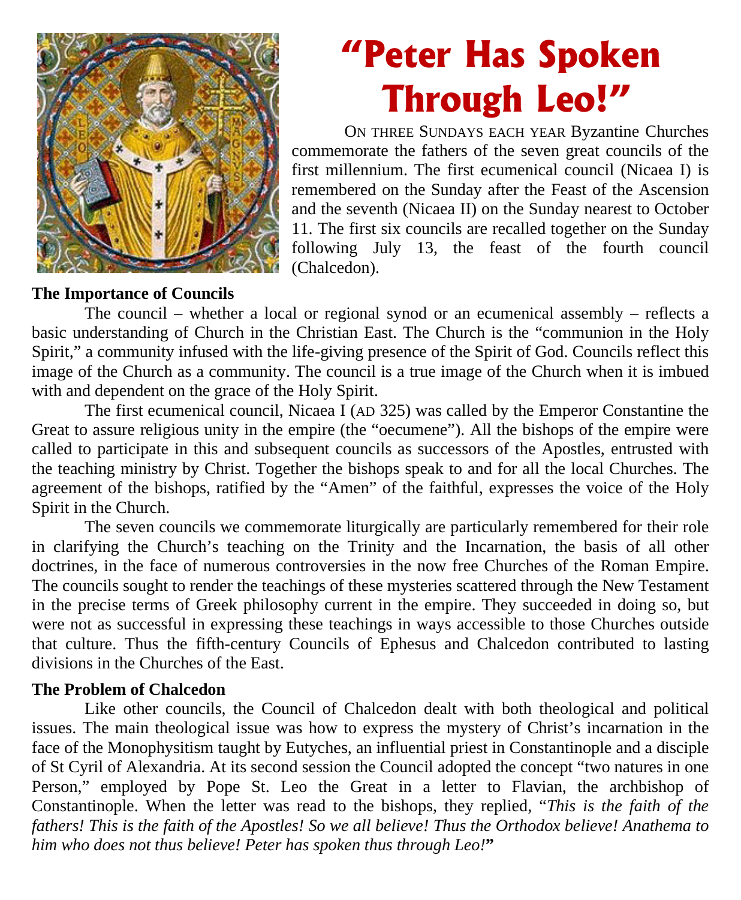# "Peter Has Spoken Through Leo!"

On three Sundays each year Byzantine Churches commemorate the fathers of the seven great councils of the first millennium. The first ecumenical council (Nicaea I) is remembered on the Sunday after the Feast of the Ascension and the seventh (Nicaea II) on the Sunday nearest to October 11. The first six councils are recalled together on the Sunday following July 13, the feast of the fourth council (Chalcedon).

**The Importance of Councils**

The council – whether a local or regional synod or an ecumenical assembly – reflects a basic understanding of Church in the Christian East. The Church is the "communion in the Holy Spirit," a community infused with the life-giving presence of the Spirit of God. Councils reflect this image of the Church as a community. The council is a true image of the Church when it is imbued with and dependent on the grace of the Holy Spirit.

The first ecumenical council, Nicaea I (AD 325) was called by the Emperor Constantine the Great to assure religious unity in the empire (the "oecumene"). All the bishops of the empire were called to participate in this and subsequent councils as successors of the Apostles, entrusted with the teaching ministry by Christ. Together the bishops speak to and for all the local Churches. The agreement of the bishops, ratified by the "Amen" of the faithful, expresses the voice of the Holy Spirit in the Church.

The seven councils we commemorate liturgically are particularly remembered for their role in clarifying the Church's teaching on the Trinity and the Incarnation, the basis of all other doctrines, in the face of numerous controversies in the now free Churches of the Roman Empire. The councils sought to render the teachings of these mysteries scattered through the New Testament in the precise terms of Greek philosophy current in the empire. They succeeded in doing so, but were not as successful in expressing these teachings in ways accessible to those Churches outside that culture. Thus the fifth-century Councils of Ephesus and Chalcedon contributed to lasting divisions in the Churches of the East.

**The Problem of Chalcedon**

Like other councils, the Council of Chalcedon dealt with both theological and political issues. The main theological issue was how to express the mystery of Christ's incarnation in the face of the Monophysitism taught by Eutyches, an influential priest in Constantinople and a disciple of St Cyril of Alexandria. At its second session the Council adopted the concept "two natures in one Person," employed by Pope St. Leo the Great in a letter to Flavian, the archbishop of Constantinople. When the letter was read to the bishops, they replied, "*This is the faith of the fathers! This is the faith of the Apostles! So we all believe! Thus the Orthodox believe! Anathema to him who does not thus believe! Peter has spoken thus through Leo!*"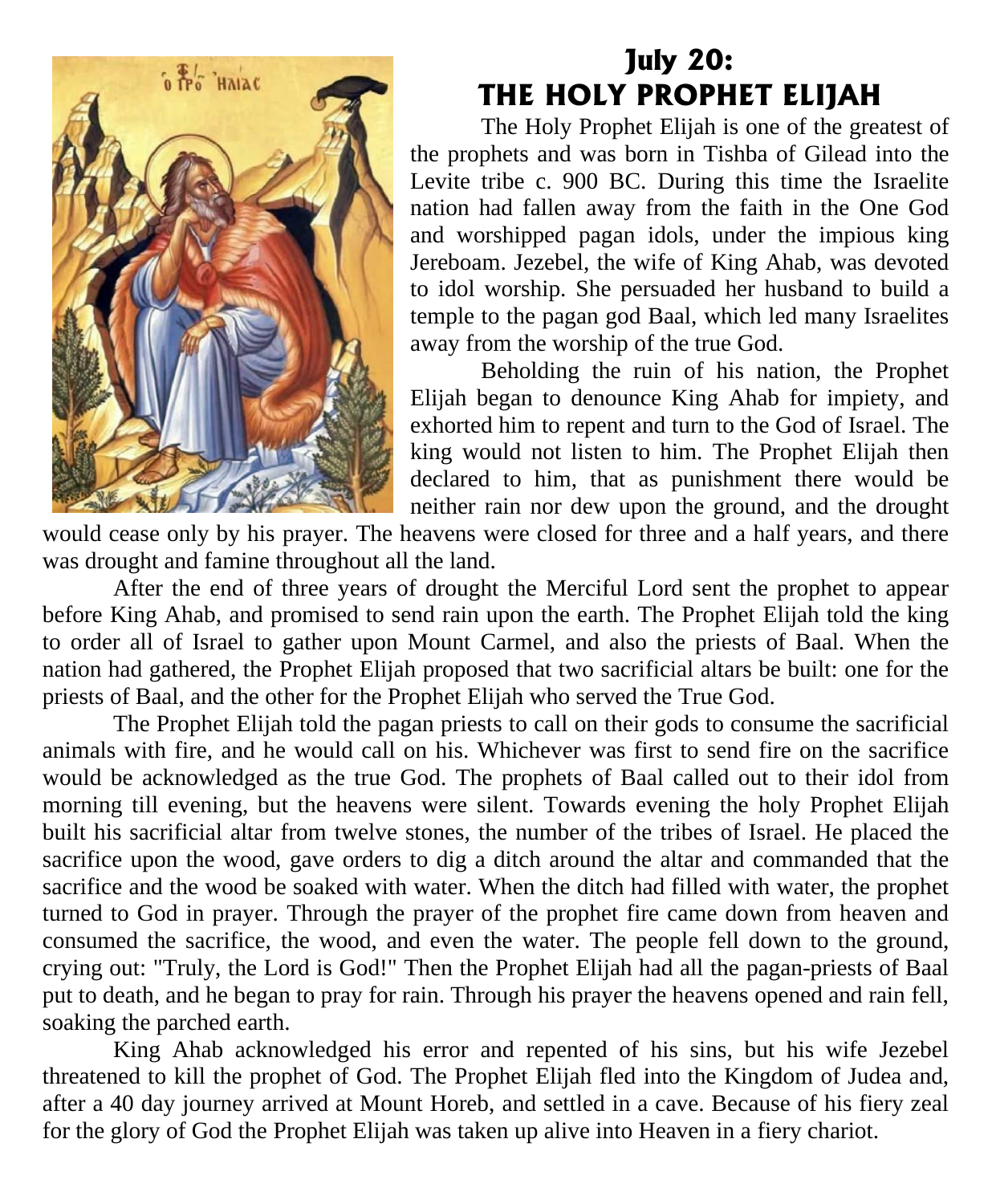# July 20: THE HOLY PROPHET ELIJAH

The Holy Prophet Elijah is one of the greatest of the prophets and was born in Tishba of Gilead into the Levite tribe c. 900 BC. During this time the Israelite nation had fallen away from the faith in the One God and worshipped pagan idols, under the impious king Jereboam. Jezebel, the wife of King Ahab, was devoted to idol worship. She persuaded her husband to build a temple to the pagan god Baal, which led many Israelites away from the worship of the true God.

Beholding the ruin of his nation, the Prophet Elijah began to denounce King Ahab for impiety, and exhorted him to repent and turn to the God of Israel. The king would not listen to him. The Prophet Elijah then declared to him, that as punishment there would be neither rain nor dew upon the ground, and the drought would cease only by his prayer. The heavens were closed for three and a half years, and there was drought and famine throughout all the land.

After the end of three years of drought the Merciful Lord sent the prophet to appear before King Ahab, and promised to send rain upon the earth. The Prophet Elijah told the king to order all of Israel to gather upon Mount Carmel, and also the priests of Baal. When the nation had gathered, the Prophet Elijah proposed that two sacrificial altars be built: one for the priests of Baal, and the other for the Prophet Elijah who served the True God.

The Prophet Elijah told the pagan priests to call on their gods to consume the sacrificial animals with fire, and he would call on his. Whichever was first to send fire on the sacrifice would be acknowledged as the true God. The prophets of Baal called out to their idol from morning till evening, but the heavens were silent. Towards evening the holy Prophet Elijah built his sacrificial altar from twelve stones, the number of the tribes of Israel. He placed the sacrifice upon the wood, gave orders to dig a ditch around the altar and commanded that the sacrifice and the wood be soaked with water. When the ditch had filled with water, the prophet turned to God in prayer. Through the prayer of the prophet fire came down from heaven and consumed the sacrifice, the wood, and even the water. The people fell down to the ground, crying out: "Truly, the Lord is God!" Then the Prophet Elijah had all the pagan-priests of Baal put to death, and he began to pray for rain. Through his prayer the heavens opened and rain fell, soaking the parched earth.

King Ahab acknowledged his error and repented of his sins, but his wife Jezebel threatened to kill the prophet of God. The Prophet Elijah fled into the Kingdom of Judea and, after a 40 day journey arrived at Mount Horeb, and settled in a cave. Because of his fiery zeal for the glory of God the Prophet Elijah was taken up alive into Heaven in a fiery chariot.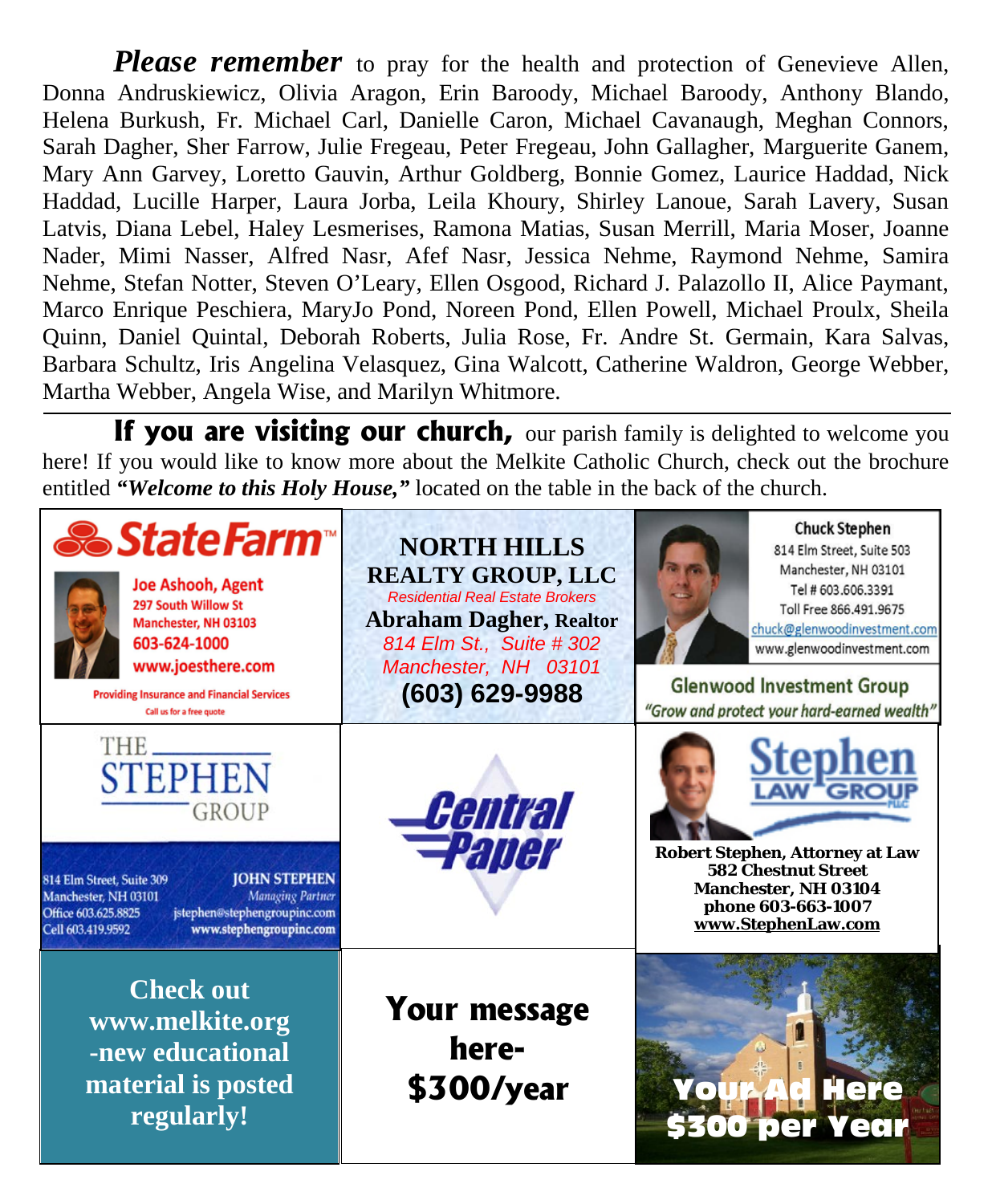***Please remember*** to pray for the health and protection of Genevieve Allen, Donna Andruskiewicz, Olivia Aragon, Erin Baroody, Michael Baroody, Anthony Blando, Helena Burkush, Fr. Michael Carl, Danielle Caron, Michael Cavanaugh, Meghan Connors, Sarah Dagher, Sher Farrow, Julie Fregeau, Peter Fregeau, John Gallagher, Marguerite Ganem, Mary Ann Garvey, Loretto Gauvin, Arthur Goldberg, Bonnie Gomez, Laurice Haddad, Nick Haddad, Lucille Harper, Laura Jorba, Leila Khoury, Shirley Lanoue, Sarah Lavery, Susan Latvis, Diana Lebel, Haley Lesmerises, Ramona Matias, Susan Merrill, Maria Moser, Joanne Nader, Mimi Nasser, Alfred Nasr, Afef Nasr, Jessica Nehme, Raymond Nehme, Samira Nehme, Stefan Notter, Steven O'Leary, Ellen Osgood, Richard J. Palazollo II, Alice Paymant, Marco Enrique Peschiera, MaryJo Pond, Noreen Pond, Ellen Powell, Michael Proulx, Sheila Quinn, Daniel Quintal, Deborah Roberts, Julia Rose, Fr. Andre St. Germain, Kara Salvas, Barbara Schultz, Iris Angelina Velasquez, Gina Walcott, Catherine Waldron, George Webber, Martha Webber, Angela Wise, and Marilyn Whitmore.

---

**If you are visiting our church,** our parish family is delighted to welcome you here! If you would like to know more about the Melkite Catholic Church, check out the brochure entitled ***"Welcome to this Holy House,"*** located on the table in the back of the church.

**State Farm**
Joe Ashooh, Agent
297 South Willow St
Manchester, NH 03103
603-624-1000
www.joesthere.com
Providing Insurance and Financial Services
Call us for a free quote

**NORTH HILLS REALTY GROUP, LLC**
*Residential Real Estate Brokers*
**Abraham Dagher, Realtor**
*814 Elm St., Suite # 302*
*Manchester, NH 03101*
**(603) 629-9988**

**Chuck Stephen**
814 Elm Street, Suite 503
Manchester, NH 03101
Tel # 603.606.3391
Toll Free 866.491.9675
chuck@glenwoodinvestment.com
www.glenwoodinvestment.com
**Glenwood Investment Group**
*"Grow and protect your hard-earned wealth"*

**THE STEPHEN GROUP**
814 Elm Street, Suite 309
Manchester, NH 03101
Office 603.625.8825
Cell 603.419.9592
JOHN STEPHEN
*Managing Partner*
jstephen@stephengroupinc.com
www.stephengroupinc.com

**Central Paper**

**Stephen Law Group PLLC**
**Robert Stephen, Attorney at Law**
**582 Chestnut Street**
**Manchester, NH 03104**
**phone 603-663-1007**
**www.StephenLaw.com**

**Check out www.melkite.org -new educational material is posted regularly!**

**Your message here- $300/year**

**Your Ad Here $300 per Year**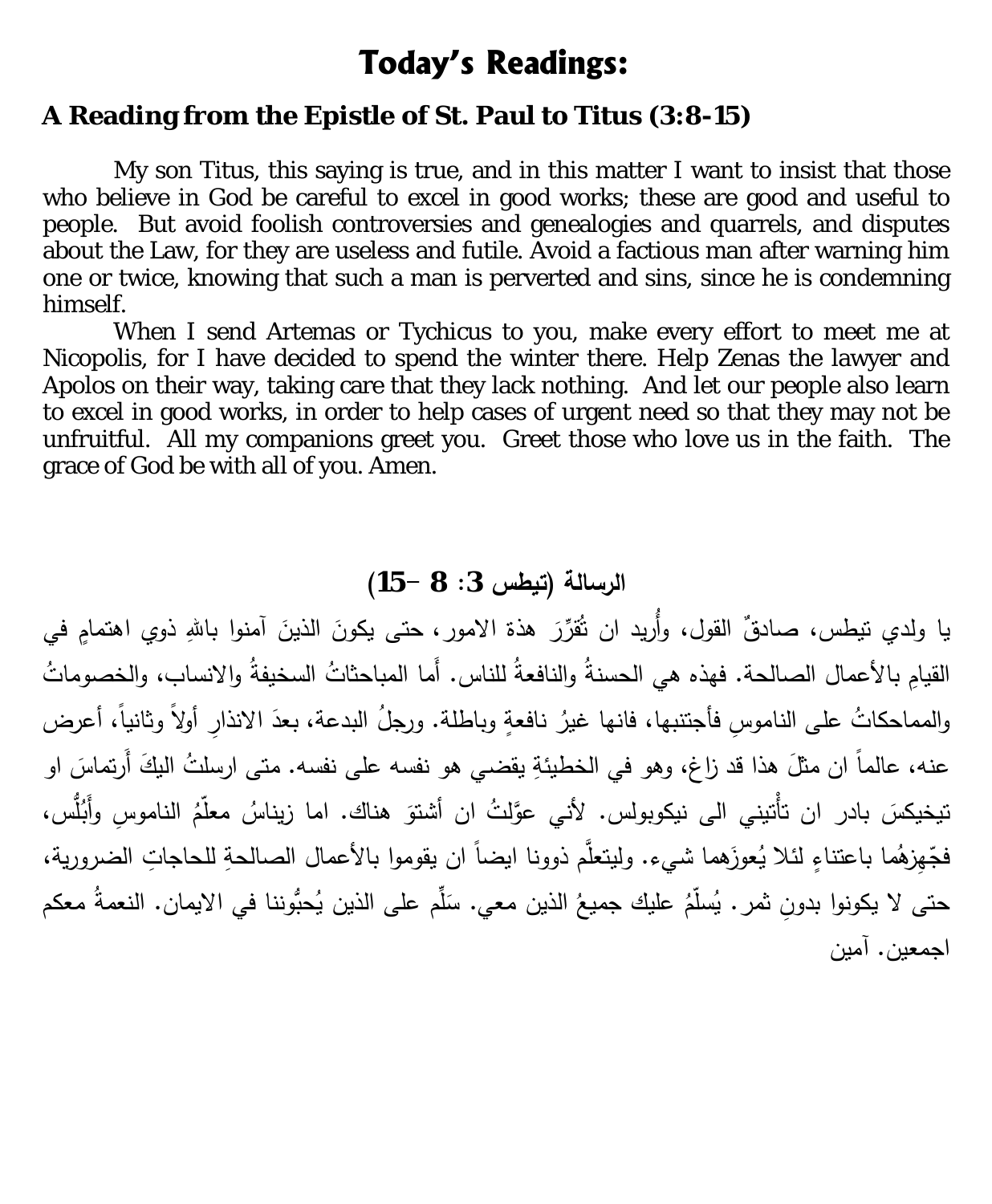# Today's Readings:

## A Reading from the Epistle of St. Paul to Titus (3:8-15)

My son Titus, this saying is true, and in this matter I want to insist that those who believe in God be careful to excel in good works; these are good and useful to people. But avoid foolish controversies and genealogies and quarrels, and disputes about the Law, for they are useless and futile. Avoid a factious man after warning him one or twice, knowing that such a man is perverted and sins, since he is condemning himself.

When I send Artemas or Tychicus to you, make every effort to meet me at Nicopolis, for I have decided to spend the winter there. Help Zenas the lawyer and Apolos on their way, taking care that they lack nothing. And let our people also learn to excel in good works, in order to help cases of urgent need so that they may not be unfruitful. All my companions greet you. Greet those who love us in the faith. The grace of God be with all of you. Amen.

## الرسالة (تيطس 3: 8 –15)

يا ولدي تيطس، صادقٌ القول، وأُريد ان تُقرِّرَ هذة الامور، حتى يكونَ الذينَ آمنوا باللهِ ذوي اهتمامٍ في القيامِ بالأعمال الصالحة. فهذه هي الحسنةُ والنافعةُ للناس. أَما المباحثاتُ السخيفةُ والانساب، والخصوماتُ والمماحكاتُ على الناموسِ فأجتنبها، فانها غيرُ نافعةٍ وباطلة. ورجلُ البدعة، بعدَ الانذارِ أولاً وثانياً، أعرض عنه، عالماً ان مثلَ هذا قد زاغ، وهو في الخطيئةِ يقضي هو نفسه على نفسه. متى ارسلتُ اليكَ أَرتماسَ او تيخيكسَ بادر ان تأْتيني الى نيكوبولس. لأني عوَّلتُ ان أشتوَ هناك. اما زيناسُ معلّمُ الناموسِ وأَبُلُّس، فجّهِزهُما باعتناءٍ لئلا يُعوزَهما شيء. وليتعلَّم ذوونا ايضاً ان يقوموا بالأعمال الصالحةِ للحاجاتِ الضرورية، حتى لا يكونوا بدونِ ثمر. يُسلّمُ عليك جميعُ الذين معي. سَلِّم على الذين يُحبُّوننا في الايمان. النعمةُ معكم اجمعين. آمين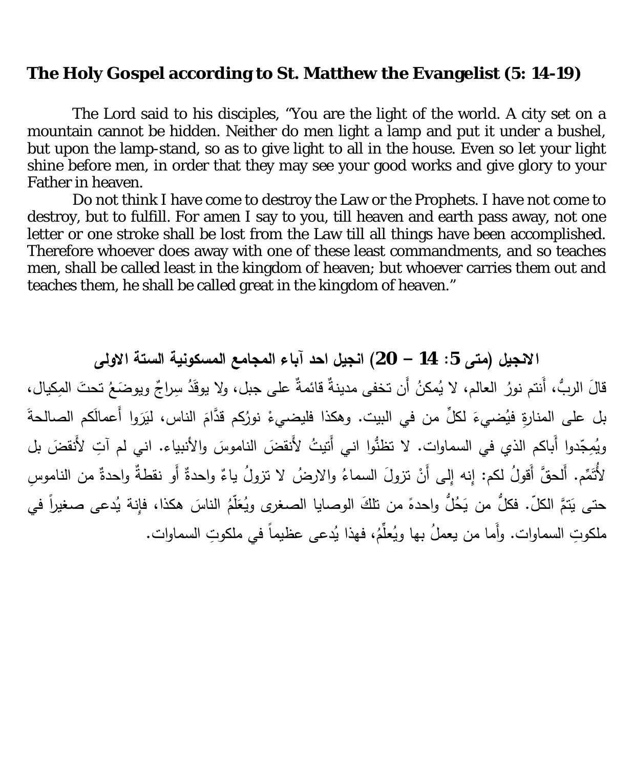**The Holy Gospel according to St. Matthew the Evangelist (5: 14-19)**

The Lord said to his disciples, "You are the light of the world. A city set on a mountain cannot be hidden. Neither do men light a lamp and put it under a bushel, but upon the lamp-stand, so as to give light to all in the house. Even so let your light shine before men, in order that they may see your good works and give glory to your Father in heaven.

Do not think I have come to destroy the Law or the Prophets. I have not come to destroy, but to fulfill. For amen I say to you, till heaven and earth pass away, not one letter or one stroke shall be lost from the Law till all things have been accomplished. Therefore whoever does away with one of these least commandments, and so teaches men, shall be called least in the kingdom of heaven; but whoever carries them out and teaches them, he shall be called great in the kingdom of heaven."

**الانجيل (متى 5: 14 – 20) انجيل احد آباء المجامع المسكونية الستة الاولى**

قالَ الربُّ، أَنتم نورُ العالم، لا يُمكنُ أَن تخفى مدينةٌ قائمةٌ على جبل، ولا يوقَدُ سِراجٌ ويوضَعُ تحتَ المِكيال، بل على المنارةِ فيُضيءَ لكلِّ من في البيت. وهكذا فليضيءْ نورُكم قدَّامَ الناس، ليَرَوا أَعمالَكم الصالحةَ ويُمجّدوا أَباكم الذي في السماوات. لا تظنُّوا اني أَتيتُ لأَنقضَ الناموسَ والأنبياء. اني لم آتِ لأَنقضَ بل لأُتَمِّم. أَلحقَّ أَقولُ لكم: إنه إلى أَنْ تزولَ السماءُ والارضُ لا تزولُ ياءٌ واحدةٌ أَو نقطةٌ واحدةٌ من الناموسِ حتى يَتِمَّ الكلّ. فكلُّ من يَحُلُّ واحدةً من تلكَ الوصايا الصغرى ويُعَلِّمُ الناسَ هكذا، فإِنهُ يُدعى صغيراً في ملكوتِ السماوات. وأَما من يعملُ بها ويُعلِّمُ، فهذا يُدعى عظيماً في ملكوتِ السماوات.